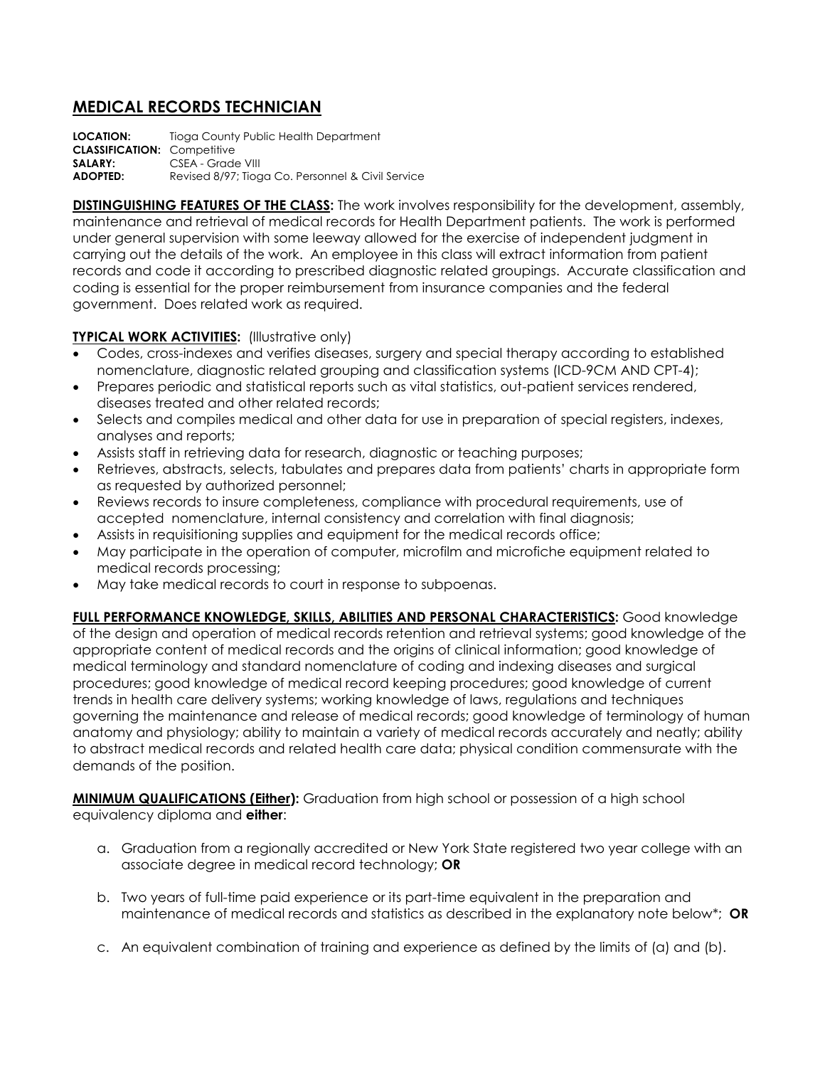# MEDICAL RECORDS TECHNICIAN

**LOCATION:** Tioga County Public Health Department
**CLASSIFICATION:** Competitive
**SALARY:** CSEA - Grade VIII
**ADOPTED:** Revised 8/97; Tioga Co. Personnel & Civil Service

**DISTINGUISHING FEATURES OF THE CLASS:** The work involves responsibility for the development, assembly, maintenance and retrieval of medical records for Health Department patients. The work is performed under general supervision with some leeway allowed for the exercise of independent judgment in carrying out the details of the work. An employee in this class will extract information from patient records and code it according to prescribed diagnostic related groupings. Accurate classification and coding is essential for the proper reimbursement from insurance companies and the federal government. Does related work as required.

**TYPICAL WORK ACTIVITIES:** (Illustrative only)

- Codes, cross-indexes and verifies diseases, surgery and special therapy according to established nomenclature, diagnostic related grouping and classification systems (ICD-9CM AND CPT-4);
- Prepares periodic and statistical reports such as vital statistics, out-patient services rendered, diseases treated and other related records;
- Selects and compiles medical and other data for use in preparation of special registers, indexes, analyses and reports;
- Assists staff in retrieving data for research, diagnostic or teaching purposes;
- Retrieves, abstracts, selects, tabulates and prepares data from patients' charts in appropriate form as requested by authorized personnel;
- Reviews records to insure completeness, compliance with procedural requirements, use of accepted nomenclature, internal consistency and correlation with final diagnosis;
- Assists in requisitioning supplies and equipment for the medical records office;
- May participate in the operation of computer, microfilm and microfiche equipment related to medical records processing;
- May take medical records to court in response to subpoenas.

**FULL PERFORMANCE KNOWLEDGE, SKILLS, ABILITIES AND PERSONAL CHARACTERISTICS:** Good knowledge of the design and operation of medical records retention and retrieval systems; good knowledge of the appropriate content of medical records and the origins of clinical information; good knowledge of medical terminology and standard nomenclature of coding and indexing diseases and surgical procedures; good knowledge of medical record keeping procedures; good knowledge of current trends in health care delivery systems; working knowledge of laws, regulations and techniques governing the maintenance and release of medical records; good knowledge of terminology of human anatomy and physiology; ability to maintain a variety of medical records accurately and neatly; ability to abstract medical records and related health care data; physical condition commensurate with the demands of the position.

**MINIMUM QUALIFICATIONS (Either):** Graduation from high school or possession of a high school equivalency diploma and **either**:

a. Graduation from a regionally accredited or New York State registered two year college with an associate degree in medical record technology; **OR**

b. Two years of full-time paid experience or its part-time equivalent in the preparation and maintenance of medical records and statistics as described in the explanatory note below*; **OR**

c. An equivalent combination of training and experience as defined by the limits of (a) and (b).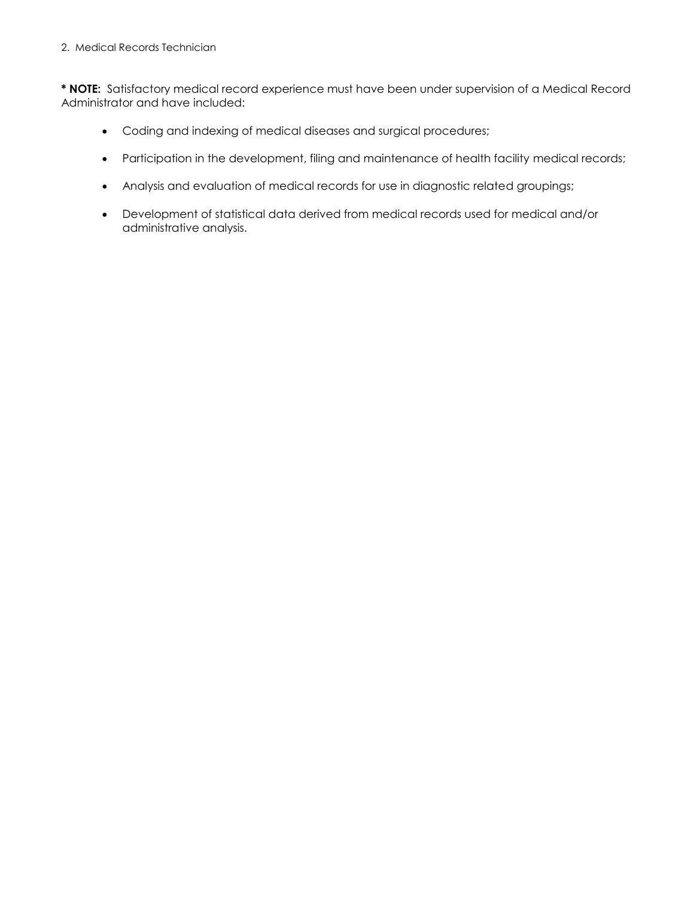2. Medical Records Technician

**\* NOTE:** Satisfactory medical record experience must have been under supervision of a Medical Record Administrator and have included:

- Coding and indexing of medical diseases and surgical procedures;
- Participation in the development, filing and maintenance of health facility medical records;
- Analysis and evaluation of medical records for use in diagnostic related groupings;
- Development of statistical data derived from medical records used for medical and/or administrative analysis.